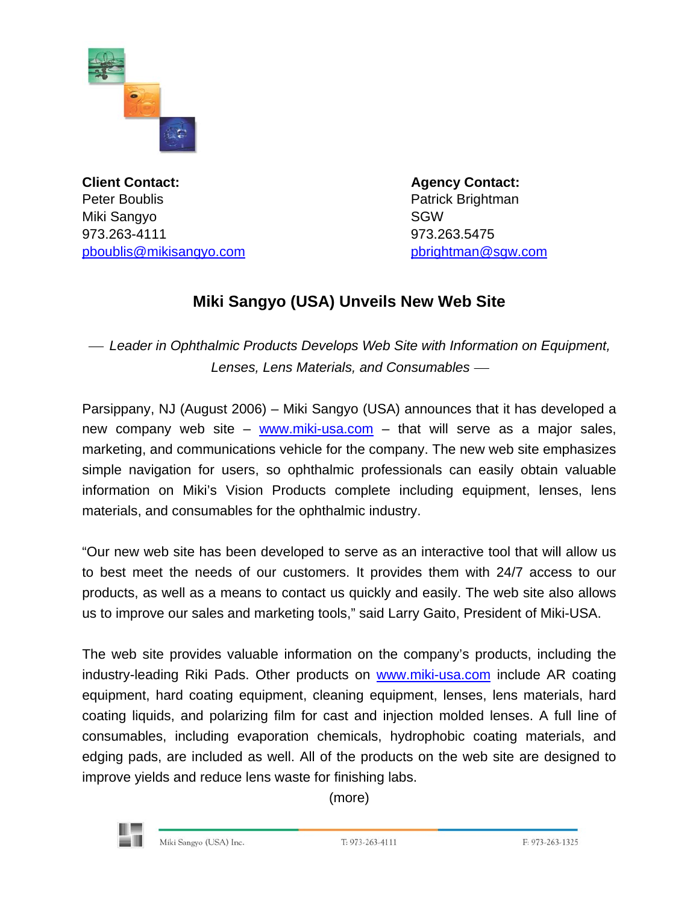**Client Contact:**
Peter Boublis
Miki Sangyo
973.263-4111
pboublis@mikisangyo.com

**Agency Contact:**
Patrick Brightman
SGW
973.263.5475
pbrightman@sgw.com

# Miki Sangyo (USA) Unveils New Web Site

*— Leader in Ophthalmic Products Develops Web Site with Information on Equipment, Lenses, Lens Materials, and Consumables —*

Parsippany, NJ (August 2006) – Miki Sangyo (USA) announces that it has developed a new company web site – www.miki-usa.com – that will serve as a major sales, marketing, and communications vehicle for the company. The new web site emphasizes simple navigation for users, so ophthalmic professionals can easily obtain valuable information on Miki's Vision Products complete including equipment, lenses, lens materials, and consumables for the ophthalmic industry.

"Our new web site has been developed to serve as an interactive tool that will allow us to best meet the needs of our customers. It provides them with 24/7 access to our products, as well as a means to contact us quickly and easily. The web site also allows us to improve our sales and marketing tools," said Larry Gaito, President of Miki-USA.

The web site provides valuable information on the company's products, including the industry-leading Riki Pads. Other products on www.miki-usa.com include AR coating equipment, hard coating equipment, cleaning equipment, lenses, lens materials, hard coating liquids, and polarizing film for cast and injection molded lenses. A full line of consumables, including evaporation chemicals, hydrophobic coating materials, and edging pads, are included as well. All of the products on the web site are designed to improve yields and reduce lens waste for finishing labs.

(more)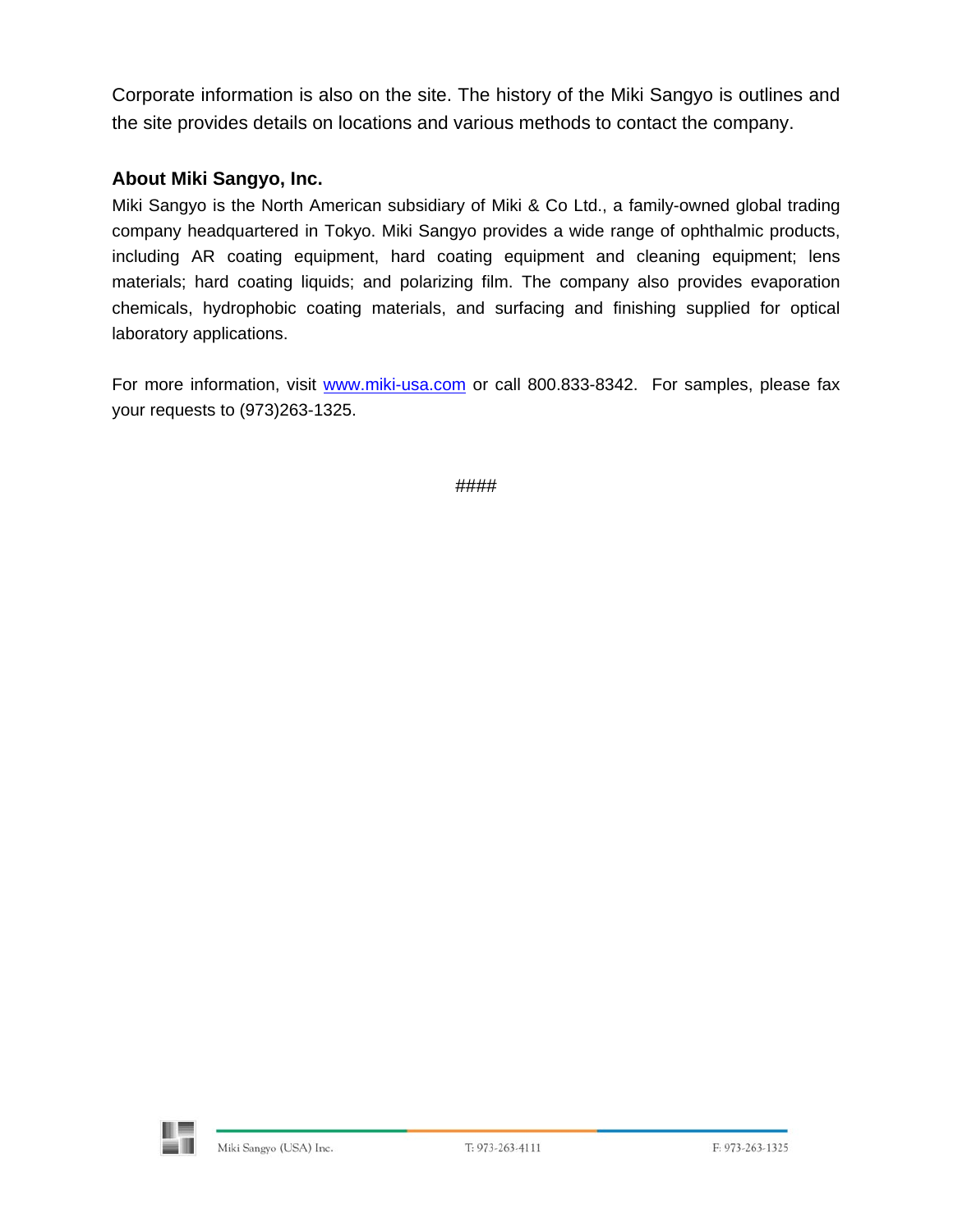Corporate information is also on the site. The history of the Miki Sangyo is outlines and the site provides details on locations and various methods to contact the company.

**About Miki Sangyo, Inc.**

Miki Sangyo is the North American subsidiary of Miki & Co Ltd., a family-owned global trading company headquartered in Tokyo. Miki Sangyo provides a wide range of ophthalmic products, including AR coating equipment, hard coating equipment and cleaning equipment; lens materials; hard coating liquids; and polarizing film. The company also provides evaporation chemicals, hydrophobic coating materials, and surfacing and finishing supplied for optical laboratory applications.

For more information, visit www.miki-usa.com or call 800.833-8342. For samples, please fax your requests to (973)263-1325.

####